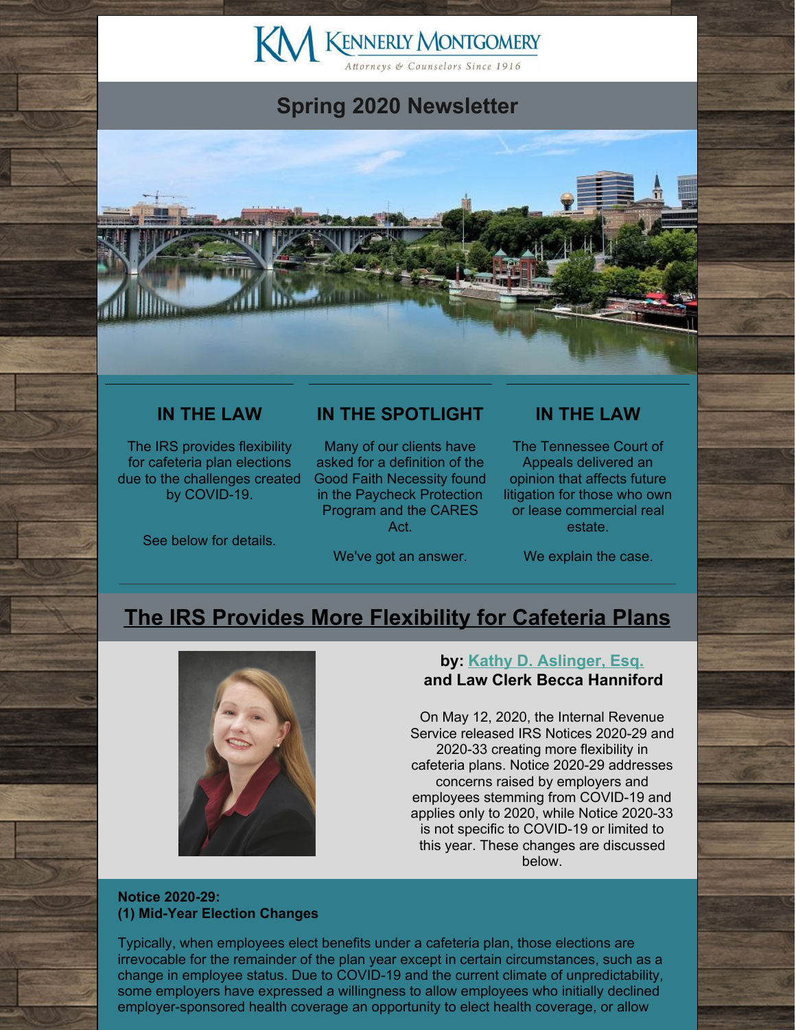KENNERLY MONTGOMERY

*Attorneys & Counselors Since 1916*

## Spring 2020 Newsletter

### IN THE LAW

The IRS provides flexibility for cafeteria plan elections due to the challenges created by COVID-19.

See below for details.

### IN THE SPOTLIGHT

Many of our clients have asked for a definition of the Good Faith Necessity found in the Paycheck Protection Program and the CARES Act.

We've got an answer.

### IN THE LAW

The Tennessee Court of Appeals delivered an opinion that affects future litigation for those who own or lease commercial real estate.

We explain the case.

## The IRS Provides More Flexibility for Cafeteria Plans

**by: Kathy D. Aslinger, Esq.**
**and Law Clerk Becca Hanniford**

On May 12, 2020, the Internal Revenue Service released IRS Notices 2020-29 and 2020-33 creating more flexibility in cafeteria plans. Notice 2020-29 addresses concerns raised by employers and employees stemming from COVID-19 and applies only to 2020, while Notice 2020-33 is not specific to COVID-19 or limited to this year. These changes are discussed below.

**Notice 2020-29:**
**(1) Mid-Year Election Changes**

Typically, when employees elect benefits under a cafeteria plan, those elections are irrevocable for the remainder of the plan year except in certain circumstances, such as a change in employee status. Due to COVID-19 and the current climate of unpredictability, some employers have expressed a willingness to allow employees who initially declined employer-sponsored health coverage an opportunity to elect health coverage, or allow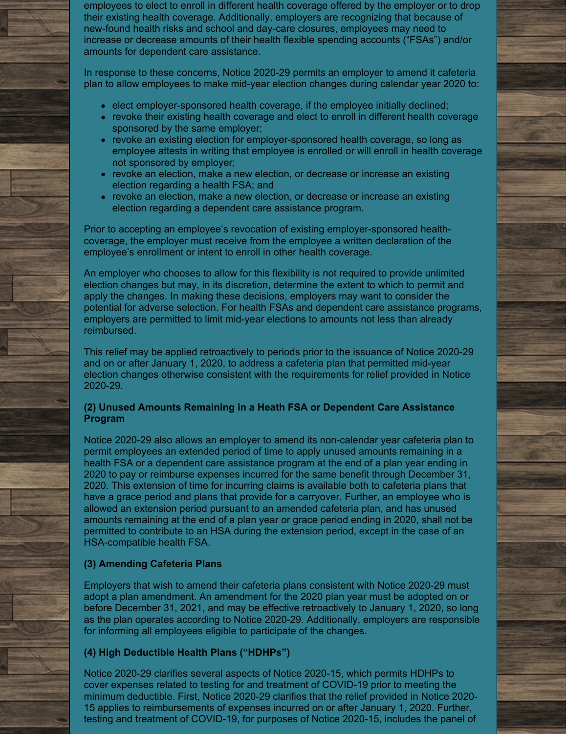employees to elect to enroll in different health coverage offered by the employer or to drop their existing health coverage. Additionally, employers are recognizing that because of new-found health risks and school and day-care closures, employees may need to increase or decrease amounts of their health flexible spending accounts ("FSAs") and/or amounts for dependent care assistance.

In response to these concerns, Notice 2020-29 permits an employer to amend it cafeteria plan to allow employees to make mid-year election changes during calendar year 2020 to:

- elect employer-sponsored health coverage, if the employee initially declined;
- revoke their existing health coverage and elect to enroll in different health coverage sponsored by the same employer;
- revoke an existing election for employer-sponsored health coverage, so long as employee attests in writing that employee is enrolled or will enroll in health coverage not sponsored by employer;
- revoke an election, make a new election, or decrease or increase an existing election regarding a health FSA; and
- revoke an election, make a new election, or decrease or increase an existing election regarding a dependent care assistance program.

Prior to accepting an employee's revocation of existing employer-sponsored health-coverage, the employer must receive from the employee a written declaration of the employee's enrollment or intent to enroll in other health coverage.

An employer who chooses to allow for this flexibility is not required to provide unlimited election changes but may, in its discretion, determine the extent to which to permit and apply the changes. In making these decisions, employers may want to consider the potential for adverse selection. For health FSAs and dependent care assistance programs, employers are permitted to limit mid-year elections to amounts not less than already reimbursed.

This relief may be applied retroactively to periods prior to the issuance of Notice 2020-29 and on or after January 1, 2020, to address a cafeteria plan that permitted mid-year election changes otherwise consistent with the requirements for relief provided in Notice 2020-29.

**(2) Unused Amounts Remaining in a Heath FSA or Dependent Care Assistance Program**

Notice 2020-29 also allows an employer to amend its non-calendar year cafeteria plan to permit employees an extended period of time to apply unused amounts remaining in a health FSA or a dependent care assistance program at the end of a plan year ending in 2020 to pay or reimburse expenses incurred for the same benefit through December 31, 2020. This extension of time for incurring claims is available both to cafeteria plans that have a grace period and plans that provide for a carryover. Further, an employee who is allowed an extension period pursuant to an amended cafeteria plan, and has unused amounts remaining at the end of a plan year or grace period ending in 2020, shall not be permitted to contribute to an HSA during the extension period, except in the case of an HSA-compatible health FSA.

**(3) Amending Cafeteria Plans**

Employers that wish to amend their cafeteria plans consistent with Notice 2020-29 must adopt a plan amendment. An amendment for the 2020 plan year must be adopted on or before December 31, 2021, and may be effective retroactively to January 1, 2020, so long as the plan operates according to Notice 2020-29. Additionally, employers are responsible for informing all employees eligible to participate of the changes.

**(4) High Deductible Health Plans ("HDHPs")**

Notice 2020-29 clarifies several aspects of Notice 2020-15, which permits HDHPs to cover expenses related to testing for and treatment of COVID-19 prior to meeting the minimum deductible. First, Notice 2020-29 clarifies that the relief provided in Notice 2020-15 applies to reimbursements of expenses incurred on or after January 1, 2020. Further, testing and treatment of COVID-19, for purposes of Notice 2020-15, includes the panel of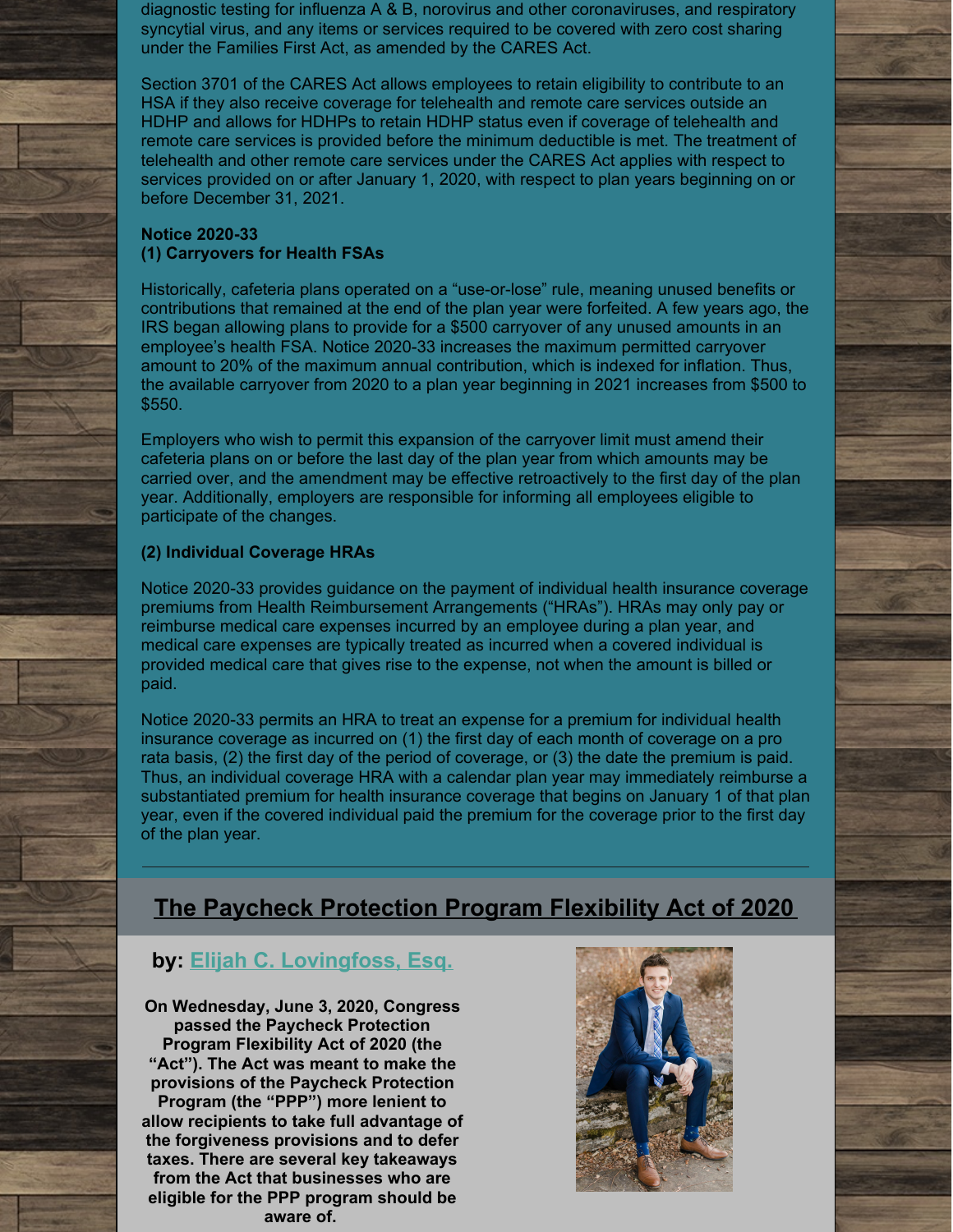diagnostic testing for influenza A & B, norovirus and other coronaviruses, and respiratory syncytial virus, and any items or services required to be covered with zero cost sharing under the Families First Act, as amended by the CARES Act.

Section 3701 of the CARES Act allows employees to retain eligibility to contribute to an HSA if they also receive coverage for telehealth and remote care services outside an HDHP and allows for HDHPs to retain HDHP status even if coverage of telehealth and remote care services is provided before the minimum deductible is met. The treatment of telehealth and other remote care services under the CARES Act applies with respect to services provided on or after January 1, 2020, with respect to plan years beginning on or before December 31, 2021.

**Notice 2020-33**
**(1) Carryovers for Health FSAs**

Historically, cafeteria plans operated on a "use-or-lose" rule, meaning unused benefits or contributions that remained at the end of the plan year were forfeited. A few years ago, the IRS began allowing plans to provide for a $500 carryover of any unused amounts in an employee's health FSA. Notice 2020-33 increases the maximum permitted carryover amount to 20% of the maximum annual contribution, which is indexed for inflation. Thus, the available carryover from 2020 to a plan year beginning in 2021 increases from $500 to $550.

Employers who wish to permit this expansion of the carryover limit must amend their cafeteria plans on or before the last day of the plan year from which amounts may be carried over, and the amendment may be effective retroactively to the first day of the plan year. Additionally, employers are responsible for informing all employees eligible to participate of the changes.

**(2) Individual Coverage HRAs**

Notice 2020-33 provides guidance on the payment of individual health insurance coverage premiums from Health Reimbursement Arrangements ("HRAs"). HRAs may only pay or reimburse medical care expenses incurred by an employee during a plan year, and medical care expenses are typically treated as incurred when a covered individual is provided medical care that gives rise to the expense, not when the amount is billed or paid.

Notice 2020-33 permits an HRA to treat an expense for a premium for individual health insurance coverage as incurred on (1) the first day of each month of coverage on a pro rata basis, (2) the first day of the period of coverage, or (3) the date the premium is paid. Thus, an individual coverage HRA with a calendar plan year may immediately reimburse a substantiated premium for health insurance coverage that begins on January 1 of that plan year, even if the covered individual paid the premium for the coverage prior to the first day of the plan year.

---

## The Paycheck Protection Program Flexibility Act of 2020

### by: Elijah C. Lovingfoss, Esq.

**On Wednesday, June 3, 2020, Congress passed the Paycheck Protection Program Flexibility Act of 2020 (the "Act"). The Act was meant to make the provisions of the Paycheck Protection Program (the "PPP") more lenient to allow recipients to take full advantage of the forgiveness provisions and to defer taxes. There are several key takeaways from the Act that businesses who are eligible for the PPP program should be aware of.**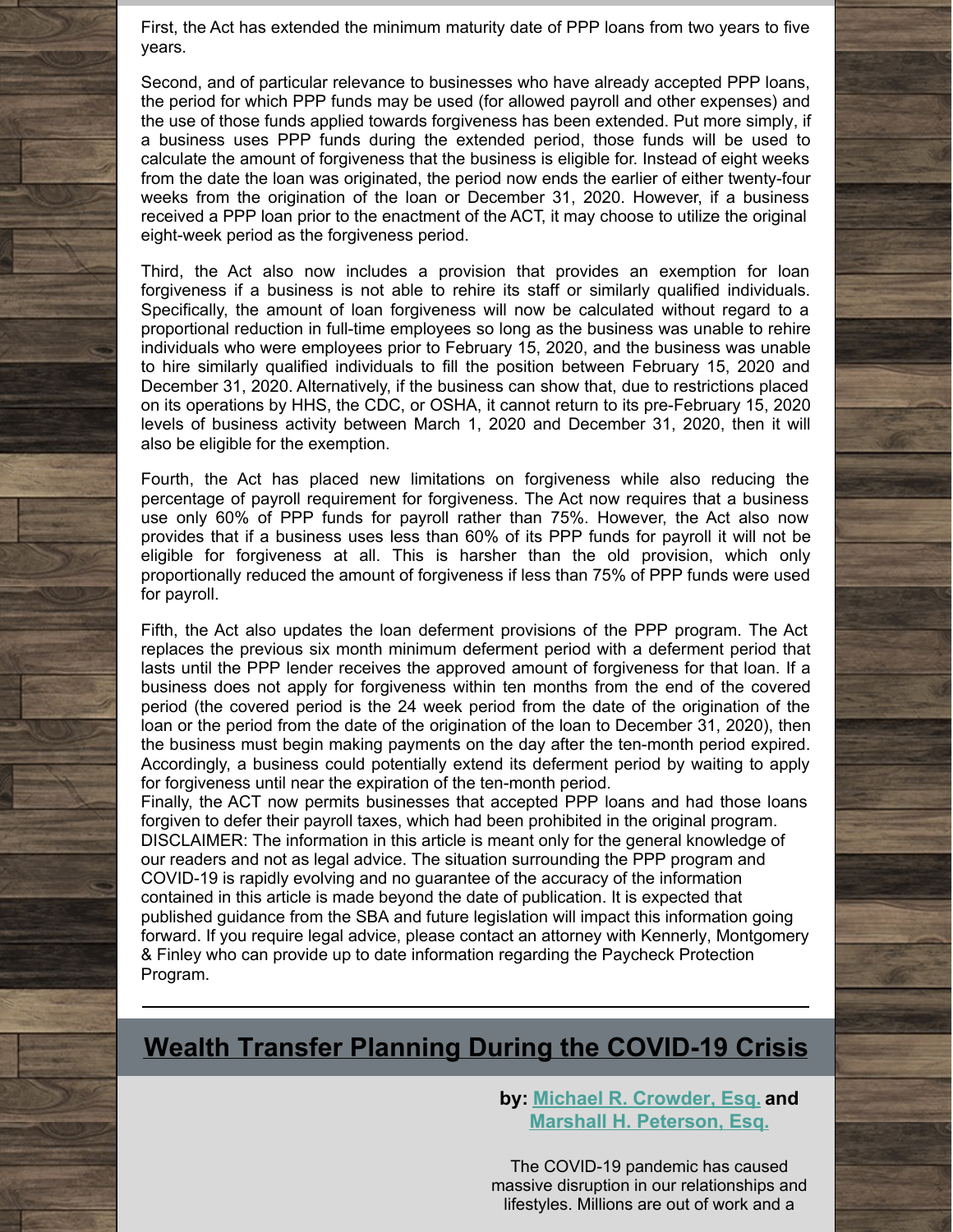First, the Act has extended the minimum maturity date of PPP loans from two years to five years.

Second, and of particular relevance to businesses who have already accepted PPP loans, the period for which PPP funds may be used (for allowed payroll and other expenses) and the use of those funds applied towards forgiveness has been extended. Put more simply, if a business uses PPP funds during the extended period, those funds will be used to calculate the amount of forgiveness that the business is eligible for. Instead of eight weeks from the date the loan was originated, the period now ends the earlier of either twenty-four weeks from the origination of the loan or December 31, 2020. However, if a business received a PPP loan prior to the enactment of the ACT, it may choose to utilize the original eight-week period as the forgiveness period.

Third, the Act also now includes a provision that provides an exemption for loan forgiveness if a business is not able to rehire its staff or similarly qualified individuals. Specifically, the amount of loan forgiveness will now be calculated without regard to a proportional reduction in full-time employees so long as the business was unable to rehire individuals who were employees prior to February 15, 2020, and the business was unable to hire similarly qualified individuals to fill the position between February 15, 2020 and December 31, 2020. Alternatively, if the business can show that, due to restrictions placed on its operations by HHS, the CDC, or OSHA, it cannot return to its pre-February 15, 2020 levels of business activity between March 1, 2020 and December 31, 2020, then it will also be eligible for the exemption.

Fourth, the Act has placed new limitations on forgiveness while also reducing the percentage of payroll requirement for forgiveness. The Act now requires that a business use only 60% of PPP funds for payroll rather than 75%. However, the Act also now provides that if a business uses less than 60% of its PPP funds for payroll it will not be eligible for forgiveness at all. This is harsher than the old provision, which only proportionally reduced the amount of forgiveness if less than 75% of PPP funds were used for payroll.

Fifth, the Act also updates the loan deferment provisions of the PPP program. The Act replaces the previous six month minimum deferment period with a deferment period that lasts until the PPP lender receives the approved amount of forgiveness for that loan. If a business does not apply for forgiveness within ten months from the end of the covered period (the covered period is the 24 week period from the date of the origination of the loan or the period from the date of the origination of the loan to December 31, 2020), then the business must begin making payments on the day after the ten-month period expired. Accordingly, a business could potentially extend its deferment period by waiting to apply for forgiveness until near the expiration of the ten-month period.

Finally, the ACT now permits businesses that accepted PPP loans and had those loans forgiven to defer their payroll taxes, which had been prohibited in the original program.

DISCLAIMER: The information in this article is meant only for the general knowledge of our readers and not as legal advice. The situation surrounding the PPP program and COVID-19 is rapidly evolving and no guarantee of the accuracy of the information contained in this article is made beyond the date of publication. It is expected that published guidance from the SBA and future legislation will impact this information going forward. If you require legal advice, please contact an attorney with Kennerly, Montgomery & Finley who can provide up to date information regarding the Paycheck Protection Program.

---

## Wealth Transfer Planning During the COVID-19 Crisis

**by: Michael R. Crowder, Esq. and Marshall H. Peterson, Esq.**

The COVID-19 pandemic has caused massive disruption in our relationships and lifestyles. Millions are out of work and a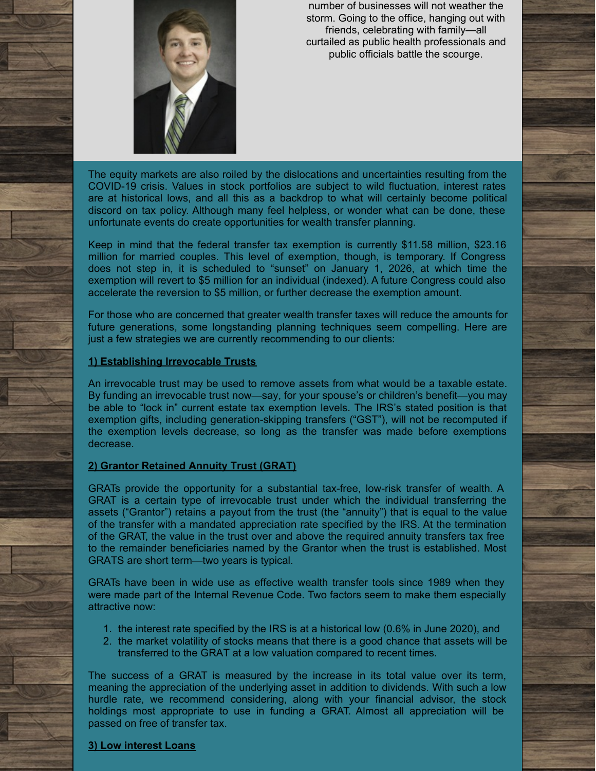number of businesses will not weather the storm. Going to the office, hanging out with friends, celebrating with family—all curtailed as public health professionals and public officials battle the scourge.

The equity markets are also roiled by the dislocations and uncertainties resulting from the COVID-19 crisis. Values in stock portfolios are subject to wild fluctuation, interest rates are at historical lows, and all this as a backdrop to what will certainly become political discord on tax policy. Although many feel helpless, or wonder what can be done, these unfortunate events do create opportunities for wealth transfer planning.

Keep in mind that the federal transfer tax exemption is currently $11.58 million, $23.16 million for married couples. This level of exemption, though, is temporary. If Congress does not step in, it is scheduled to "sunset" on January 1, 2026, at which time the exemption will revert to $5 million for an individual (indexed). A future Congress could also accelerate the reversion to $5 million, or further decrease the exemption amount.

For those who are concerned that greater wealth transfer taxes will reduce the amounts for future generations, some longstanding planning techniques seem compelling. Here are just a few strategies we are currently recommending to our clients:

**1) Establishing Irrevocable Trusts**

An irrevocable trust may be used to remove assets from what would be a taxable estate. By funding an irrevocable trust now—say, for your spouse's or children's benefit—you may be able to "lock in" current estate tax exemption levels. The IRS's stated position is that exemption gifts, including generation-skipping transfers ("GST"), will not be recomputed if the exemption levels decrease, so long as the transfer was made before exemptions decrease.

**2) Grantor Retained Annuity Trust (GRAT)**

GRATs provide the opportunity for a substantial tax-free, low-risk transfer of wealth. A GRAT is a certain type of irrevocable trust under which the individual transferring the assets ("Grantor") retains a payout from the trust (the "annuity") that is equal to the value of the transfer with a mandated appreciation rate specified by the IRS. At the termination of the GRAT, the value in the trust over and above the required annuity transfers tax free to the remainder beneficiaries named by the Grantor when the trust is established. Most GRATS are short term—two years is typical.

GRATs have been in wide use as effective wealth transfer tools since 1989 when they were made part of the Internal Revenue Code. Two factors seem to make them especially attractive now:

1. the interest rate specified by the IRS is at a historical low (0.6% in June 2020), and
2. the market volatility of stocks means that there is a good chance that assets will be transferred to the GRAT at a low valuation compared to recent times.

The success of a GRAT is measured by the increase in its total value over its term, meaning the appreciation of the underlying asset in addition to dividends. With such a low hurdle rate, we recommend considering, along with your financial advisor, the stock holdings most appropriate to use in funding a GRAT. Almost all appreciation will be passed on free of transfer tax.

**3) Low interest Loans**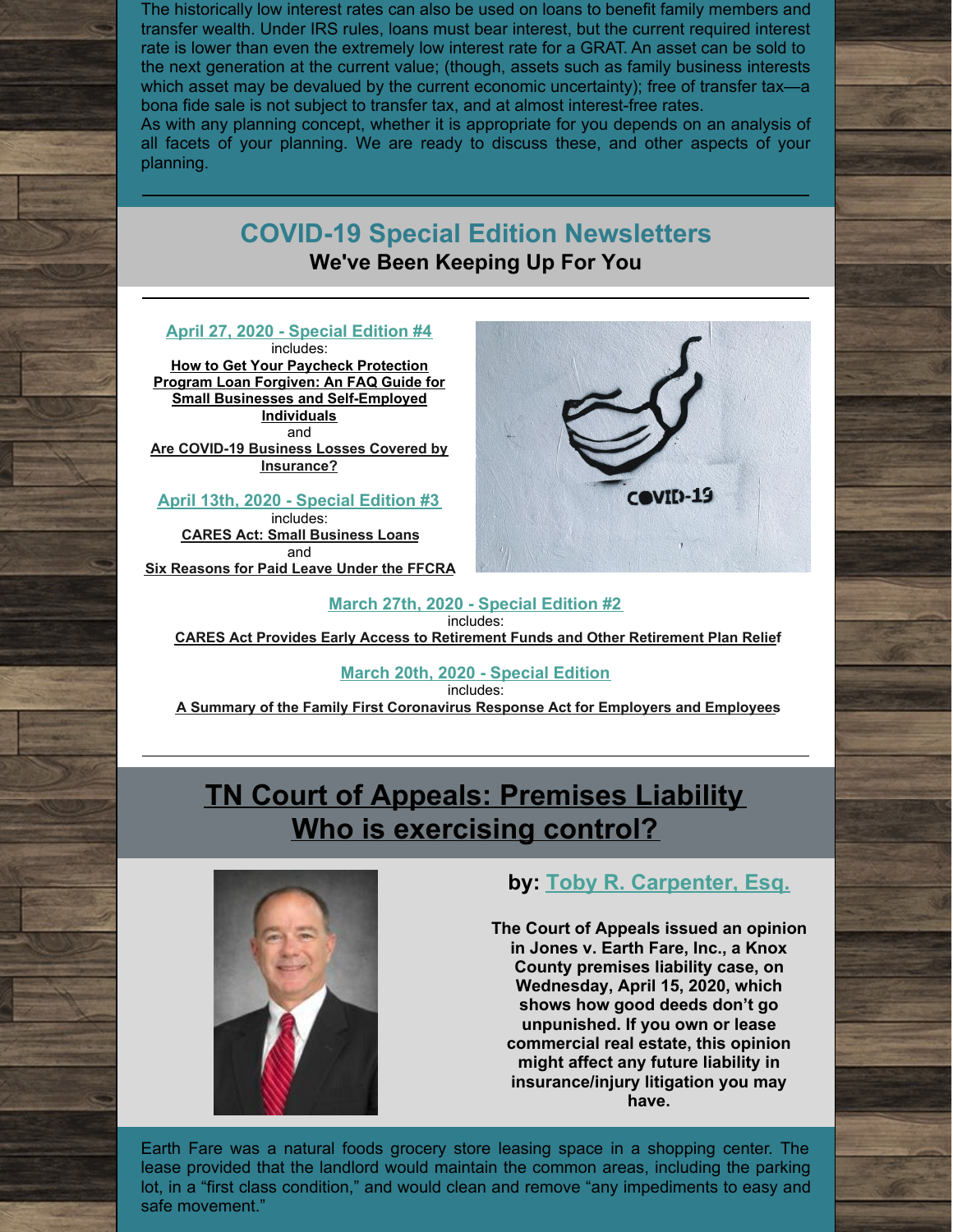The historically low interest rates can also be used on loans to benefit family members and transfer wealth. Under IRS rules, loans must bear interest, but the current required interest rate is lower than even the extremely low interest rate for a GRAT. An asset can be sold to the next generation at the current value; (though, assets such as family business interests which asset may be devalued by the current economic uncertainty); free of transfer tax—a bona fide sale is not subject to transfer tax, and at almost interest-free rates.

As with any planning concept, whether it is appropriate for you depends on an analysis of all facets of your planning. We are ready to discuss these, and other aspects of your planning.

---

## COVID-19 Special Edition Newsletters

**We've Been Keeping Up For You**

---

**April 27, 2020 - Special Edition #4**
includes:
**How to Get Your Paycheck Protection Program Loan Forgiven: An FAQ Guide for Small Businesses and Self-Employed Individuals**
and
**Are COVID-19 Business Losses Covered by Insurance?**

**April 13th, 2020 - Special Edition #3**
includes:
**CARES Act: Small Business Loans**
and
**Six Reasons for Paid Leave Under the FFCRA**

**March 27th, 2020 - Special Edition #2**
includes:
**CARES Act Provides Early Access to Retirement Funds and Other Retirement Plan Relief**

**March 20th, 2020 - Special Edition**
includes:
**A Summary of the Family First Coronavirus Response Act for Employers and Employees**

---

## TN Court of Appeals: Premises Liability Who is exercising control?

### by: Toby R. Carpenter, Esq.

**The Court of Appeals issued an opinion in Jones v. Earth Fare, Inc., a Knox County premises liability case, on Wednesday, April 15, 2020, which shows how good deeds don't go unpunished. If you own or lease commercial real estate, this opinion might affect any future liability in insurance/injury litigation you may have.**

Earth Fare was a natural foods grocery store leasing space in a shopping center. The lease provided that the landlord would maintain the common areas, including the parking lot, in a "first class condition," and would clean and remove "any impediments to easy and safe movement."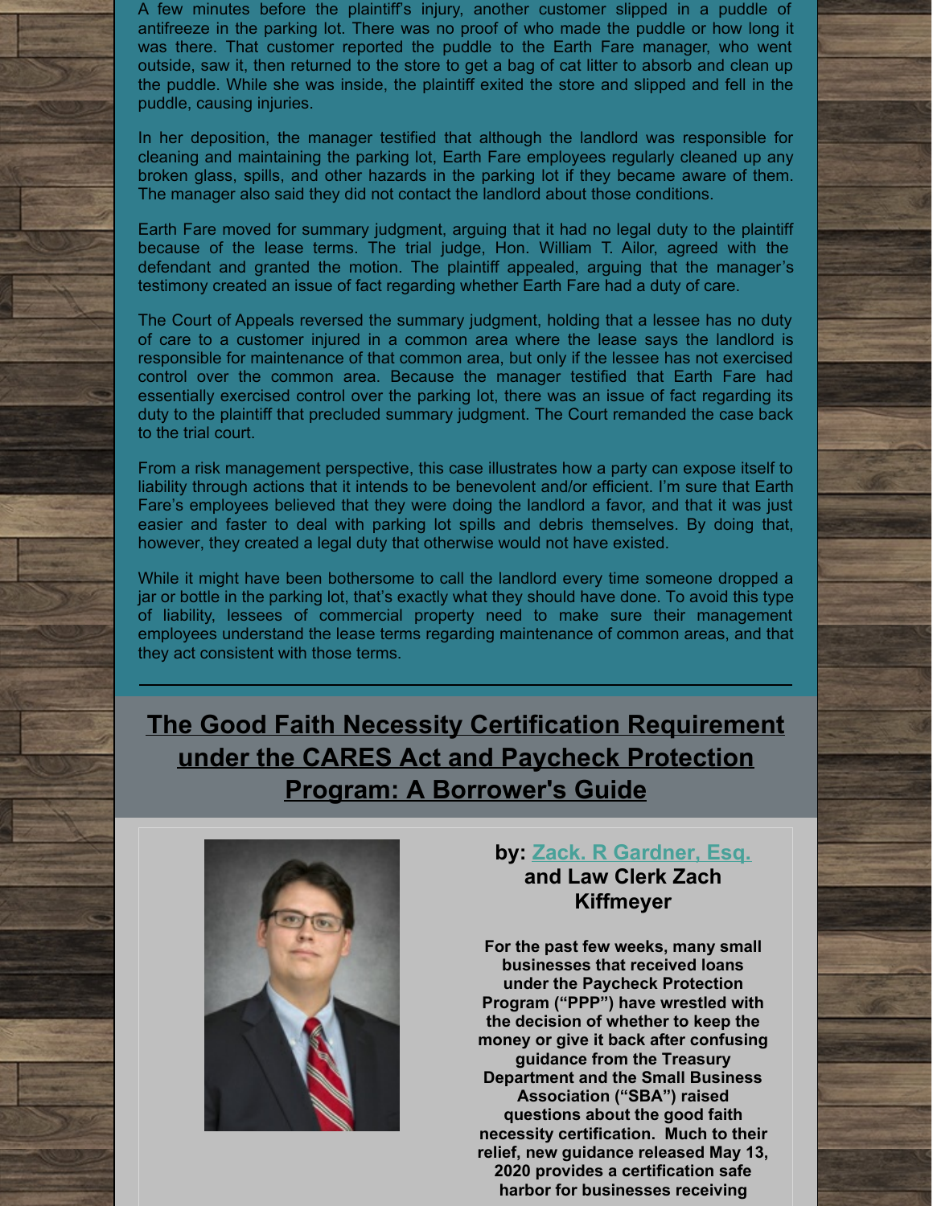A few minutes before the plaintiff's injury, another customer slipped in a puddle of antifreeze in the parking lot. There was no proof of who made the puddle or how long it was there. That customer reported the puddle to the Earth Fare manager, who went outside, saw it, then returned to the store to get a bag of cat litter to absorb and clean up the puddle. While she was inside, the plaintiff exited the store and slipped and fell in the puddle, causing injuries.

In her deposition, the manager testified that although the landlord was responsible for cleaning and maintaining the parking lot, Earth Fare employees regularly cleaned up any broken glass, spills, and other hazards in the parking lot if they became aware of them. The manager also said they did not contact the landlord about those conditions.

Earth Fare moved for summary judgment, arguing that it had no legal duty to the plaintiff because of the lease terms. The trial judge, Hon. William T. Ailor, agreed with the defendant and granted the motion. The plaintiff appealed, arguing that the manager's testimony created an issue of fact regarding whether Earth Fare had a duty of care.

The Court of Appeals reversed the summary judgment, holding that a lessee has no duty of care to a customer injured in a common area where the lease says the landlord is responsible for maintenance of that common area, but only if the lessee has not exercised control over the common area. Because the manager testified that Earth Fare had essentially exercised control over the parking lot, there was an issue of fact regarding its duty to the plaintiff that precluded summary judgment. The Court remanded the case back to the trial court.

From a risk management perspective, this case illustrates how a party can expose itself to liability through actions that it intends to be benevolent and/or efficient. I'm sure that Earth Fare's employees believed that they were doing the landlord a favor, and that it was just easier and faster to deal with parking lot spills and debris themselves. By doing that, however, they created a legal duty that otherwise would not have existed.

While it might have been bothersome to call the landlord every time someone dropped a jar or bottle in the parking lot, that's exactly what they should have done. To avoid this type of liability, lessees of commercial property need to make sure their management employees understand the lease terms regarding maintenance of common areas, and that they act consistent with those terms.

---

## The Good Faith Necessity Certification Requirement under the CARES Act and Paycheck Protection Program: A Borrower's Guide

**by: Zack. R Gardner, Esq. and Law Clerk Zach Kiffmeyer**

**For the past few weeks, many small businesses that received loans under the Paycheck Protection Program ("PPP") have wrestled with the decision of whether to keep the money or give it back after confusing guidance from the Treasury Department and the Small Business Association ("SBA") raised questions about the good faith necessity certification. Much to their relief, new guidance released May 13, 2020 provides a certification safe harbor for businesses receiving**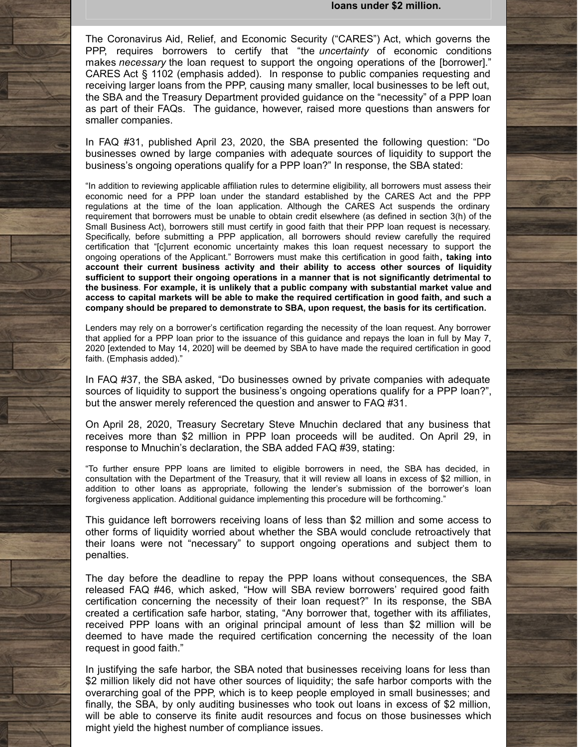**loans under $2 million.**

The Coronavirus Aid, Relief, and Economic Security ("CARES") Act, which governs the PPP, requires borrowers to certify that "the *uncertainty* of economic conditions makes *necessary* the loan request to support the ongoing operations of the [borrower]." CARES Act § 1102 (emphasis added). In response to public companies requesting and receiving larger loans from the PPP, causing many smaller, local businesses to be left out, the SBA and the Treasury Department provided guidance on the "necessity" of a PPP loan as part of their FAQs. The guidance, however, raised more questions than answers for smaller companies.

In FAQ #31, published April 23, 2020, the SBA presented the following question: "Do businesses owned by large companies with adequate sources of liquidity to support the business's ongoing operations qualify for a PPP loan?" In response, the SBA stated:

"In addition to reviewing applicable affiliation rules to determine eligibility, all borrowers must assess their economic need for a PPP loan under the standard established by the CARES Act and the PPP regulations at the time of the loan application. Although the CARES Act suspends the ordinary requirement that borrowers must be unable to obtain credit elsewhere (as defined in section 3(h) of the Small Business Act), borrowers still must certify in good faith that their PPP loan request is necessary. Specifically, before submitting a PPP application, all borrowers should review carefully the required certification that "[c]urrent economic uncertainty makes this loan request necessary to support the ongoing operations of the Applicant." Borrowers must make this certification in good faith**, taking into account their current business activity and their ability to access other sources of liquidity sufficient to support their ongoing operations in a manner that is not significantly detrimental to the business**. **For example, it is unlikely that a public company with substantial market value and access to capital markets will be able to make the required certification in good faith, and such a company should be prepared to demonstrate to SBA, upon request, the basis for its certification.**

Lenders may rely on a borrower's certification regarding the necessity of the loan request. Any borrower that applied for a PPP loan prior to the issuance of this guidance and repays the loan in full by May 7, 2020 [extended to May 14, 2020] will be deemed by SBA to have made the required certification in good faith. (Emphasis added)."

In FAQ #37, the SBA asked, "Do businesses owned by private companies with adequate sources of liquidity to support the business's ongoing operations qualify for a PPP loan?", but the answer merely referenced the question and answer to FAQ #31.

On April 28, 2020, Treasury Secretary Steve Mnuchin declared that any business that receives more than $2 million in PPP loan proceeds will be audited. On April 29, in response to Mnuchin's declaration, the SBA added FAQ #39, stating:

"To further ensure PPP loans are limited to eligible borrowers in need, the SBA has decided, in consultation with the Department of the Treasury, that it will review all loans in excess of $2 million, in addition to other loans as appropriate, following the lender's submission of the borrower's loan forgiveness application. Additional guidance implementing this procedure will be forthcoming."

This guidance left borrowers receiving loans of less than $2 million and some access to other forms of liquidity worried about whether the SBA would conclude retroactively that their loans were not "necessary" to support ongoing operations and subject them to penalties.

The day before the deadline to repay the PPP loans without consequences, the SBA released FAQ #46, which asked, "How will SBA review borrowers' required good faith certification concerning the necessity of their loan request?" In its response, the SBA created a certification safe harbor, stating, "Any borrower that, together with its affiliates, received PPP loans with an original principal amount of less than $2 million will be deemed to have made the required certification concerning the necessity of the loan request in good faith."

In justifying the safe harbor, the SBA noted that businesses receiving loans for less than $2 million likely did not have other sources of liquidity; the safe harbor comports with the overarching goal of the PPP, which is to keep people employed in small businesses; and finally, the SBA, by only auditing businesses who took out loans in excess of $2 million, will be able to conserve its finite audit resources and focus on those businesses which might yield the highest number of compliance issues.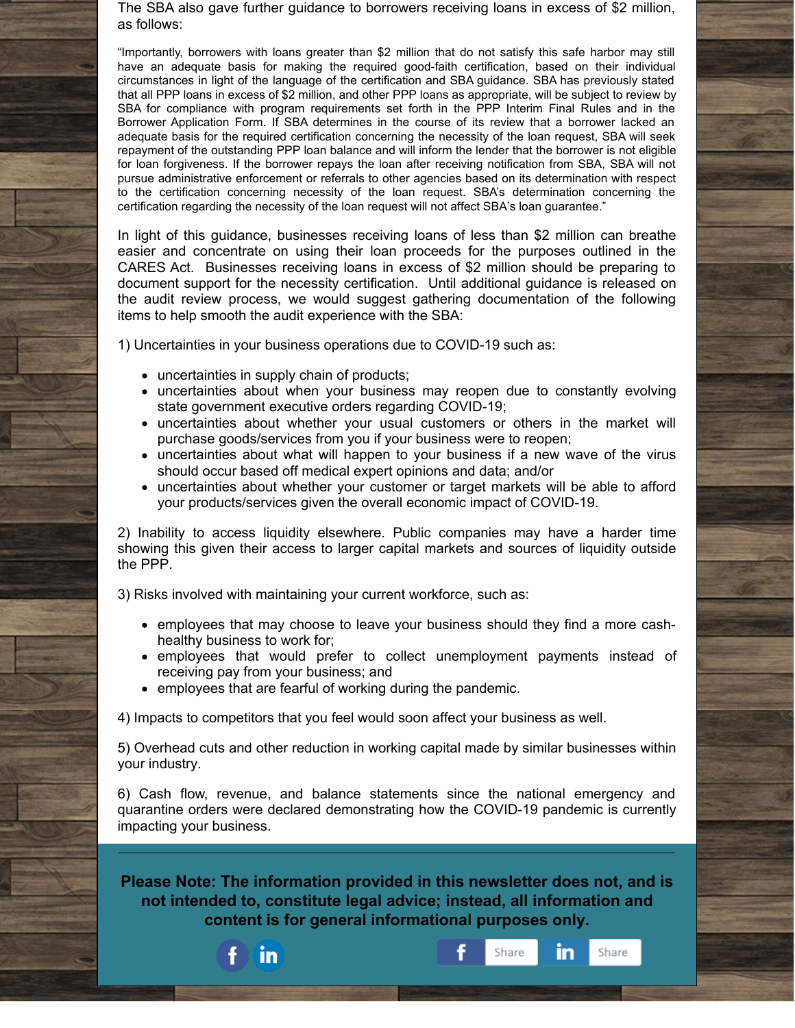The SBA also gave further guidance to borrowers receiving loans in excess of $2 million, as follows:

"Importantly, borrowers with loans greater than $2 million that do not satisfy this safe harbor may still have an adequate basis for making the required good-faith certification, based on their individual circumstances in light of the language of the certification and SBA guidance. SBA has previously stated that all PPP loans in excess of $2 million, and other PPP loans as appropriate, will be subject to review by SBA for compliance with program requirements set forth in the PPP Interim Final Rules and in the Borrower Application Form. If SBA determines in the course of its review that a borrower lacked an adequate basis for the required certification concerning the necessity of the loan request, SBA will seek repayment of the outstanding PPP loan balance and will inform the lender that the borrower is not eligible for loan forgiveness. If the borrower repays the loan after receiving notification from SBA, SBA will not pursue administrative enforcement or referrals to other agencies based on its determination with respect to the certification concerning necessity of the loan request. SBA's determination concerning the certification regarding the necessity of the loan request will not affect SBA's loan guarantee."

In light of this guidance, businesses receiving loans of less than $2 million can breathe easier and concentrate on using their loan proceeds for the purposes outlined in the CARES Act. Businesses receiving loans in excess of $2 million should be preparing to document support for the necessity certification. Until additional guidance is released on the audit review process, we would suggest gathering documentation of the following items to help smooth the audit experience with the SBA:

1) Uncertainties in your business operations due to COVID-19 such as:

- uncertainties in supply chain of products;
- uncertainties about when your business may reopen due to constantly evolving state government executive orders regarding COVID-19;
- uncertainties about whether your usual customers or others in the market will purchase goods/services from you if your business were to reopen;
- uncertainties about what will happen to your business if a new wave of the virus should occur based off medical expert opinions and data; and/or
- uncertainties about whether your customer or target markets will be able to afford your products/services given the overall economic impact of COVID-19.

2) Inability to access liquidity elsewhere. Public companies may have a harder time showing this given their access to larger capital markets and sources of liquidity outside the PPP.

3) Risks involved with maintaining your current workforce, such as:

- employees that may choose to leave your business should they find a more cash-healthy business to work for;
- employees that would prefer to collect unemployment payments instead of receiving pay from your business; and
- employees that are fearful of working during the pandemic.

4) Impacts to competitors that you feel would soon affect your business as well.

5) Overhead cuts and other reduction in working capital made by similar businesses within your industry.

6) Cash flow, revenue, and balance statements since the national emergency and quarantine orders were declared demonstrating how the COVID-19 pandemic is currently impacting your business.

---

**Please Note: The information provided in this newsletter does not, and is not intended to, constitute legal advice; instead, all information and content is for general informational purposes only.**

Share Share